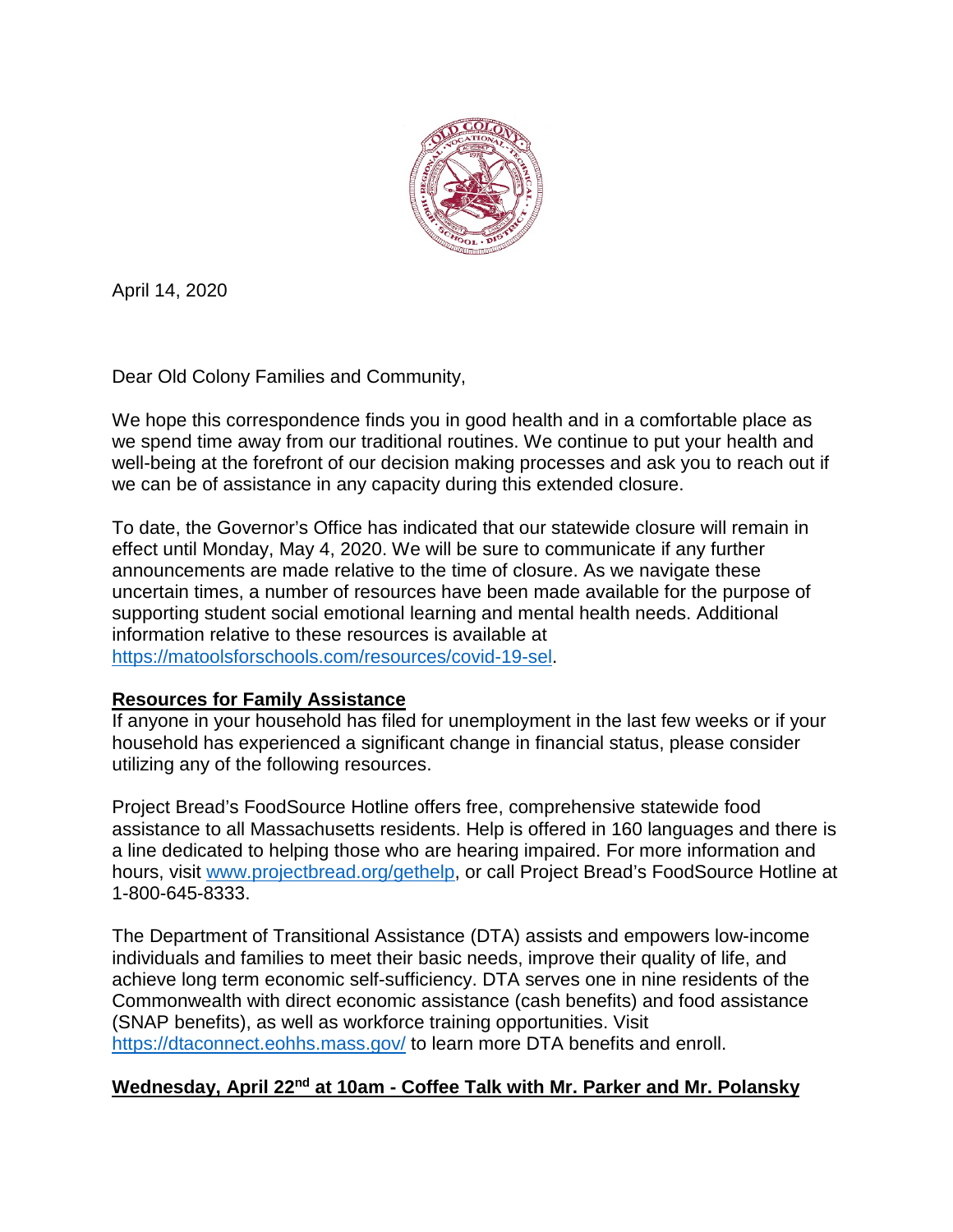April 14, 2020

Dear Old Colony Families and Community,

We hope this correspondence finds you in good health and in a comfortable place as we spend time away from our traditional routines. We continue to put your health and well-being at the forefront of our decision making processes and ask you to reach out if we can be of assistance in any capacity during this extended closure.

To date, the Governor's Office has indicated that our statewide closure will remain in effect until Monday, May 4, 2020. We will be sure to communicate if any further announcements are made relative to the time of closure. As we navigate these uncertain times, a number of resources have been made available for the purpose of supporting student social emotional learning and mental health needs. Additional information relative to these resources is available at https://matoolsforschools.com/resources/covid-19-sel.

**Resources for Family Assistance**

If anyone in your household has filed for unemployment in the last few weeks or if your household has experienced a significant change in financial status, please consider utilizing any of the following resources.

Project Bread's FoodSource Hotline offers free, comprehensive statewide food assistance to all Massachusetts residents. Help is offered in 160 languages and there is a line dedicated to helping those who are hearing impaired. For more information and hours, visit www.projectbread.org/gethelp, or call Project Bread's FoodSource Hotline at 1-800-645-8333.

The Department of Transitional Assistance (DTA) assists and empowers low-income individuals and families to meet their basic needs, improve their quality of life, and achieve long term economic self-sufficiency. DTA serves one in nine residents of the Commonwealth with direct economic assistance (cash benefits) and food assistance (SNAP benefits), as well as workforce training opportunities. Visit https://dtaconnect.eohhs.mass.gov/ to learn more DTA benefits and enroll.

**Wednesday, April 22nd at 10am - Coffee Talk with Mr. Parker and Mr. Polansky**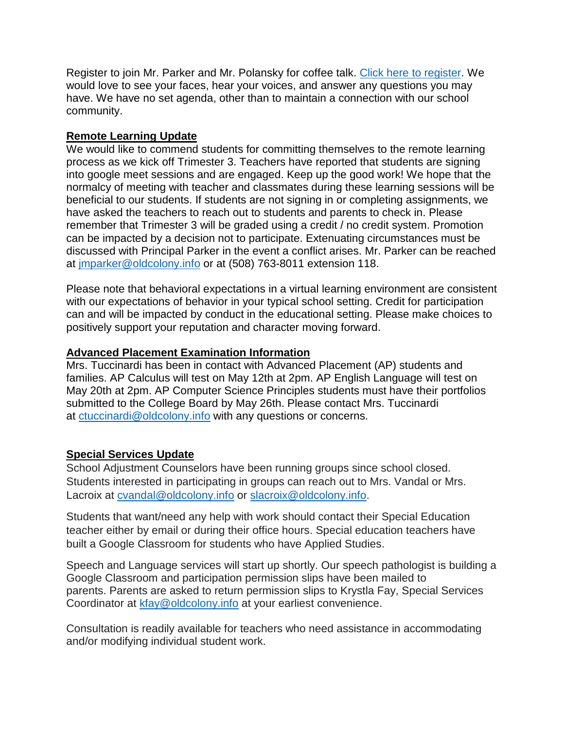Register to join Mr. Parker and Mr. Polansky for coffee talk. [Click here to register](). We would love to see your faces, hear your voices, and answer any questions you may have. We have no set agenda, other than to maintain a connection with our school community.

## Remote Learning Update

We would like to commend students for committing themselves to the remote learning process as we kick off Trimester 3. Teachers have reported that students are signing into google meet sessions and are engaged. Keep up the good work! We hope that the normalcy of meeting with teacher and classmates during these learning sessions will be beneficial to our students. If students are not signing in or completing assignments, we have asked the teachers to reach out to students and parents to check in. Please remember that Trimester 3 will be graded using a credit / no credit system. Promotion can be impacted by a decision not to participate. Extenuating circumstances must be discussed with Principal Parker in the event a conflict arises. Mr. Parker can be reached at jmparker@oldcolony.info or at (508) 763-8011 extension 118.

Please note that behavioral expectations in a virtual learning environment are consistent with our expectations of behavior in your typical school setting. Credit for participation can and will be impacted by conduct in the educational setting. Please make choices to positively support your reputation and character moving forward.

## Advanced Placement Examination Information

Mrs. Tuccinardi has been in contact with Advanced Placement (AP) students and families. AP Calculus will test on May 12th at 2pm. AP English Language will test on May 20th at 2pm. AP Computer Science Principles students must have their portfolios submitted to the College Board by May 26th. Please contact Mrs. Tuccinardi at ctuccinardi@oldcolony.info with any questions or concerns.

## Special Services Update

School Adjustment Counselors have been running groups since school closed. Students interested in participating in groups can reach out to Mrs. Vandal or Mrs. Lacroix at cvandal@oldcolony.info or slacroix@oldcolony.info.

Students that want/need any help with work should contact their Special Education teacher either by email or during their office hours. Special education teachers have built a Google Classroom for students who have Applied Studies.

Speech and Language services will start up shortly. Our speech pathologist is building a Google Classroom and participation permission slips have been mailed to parents. Parents are asked to return permission slips to Krystla Fay, Special Services Coordinator at kfay@oldcolony.info at your earliest convenience.

Consultation is readily available for teachers who need assistance in accommodating and/or modifying individual student work.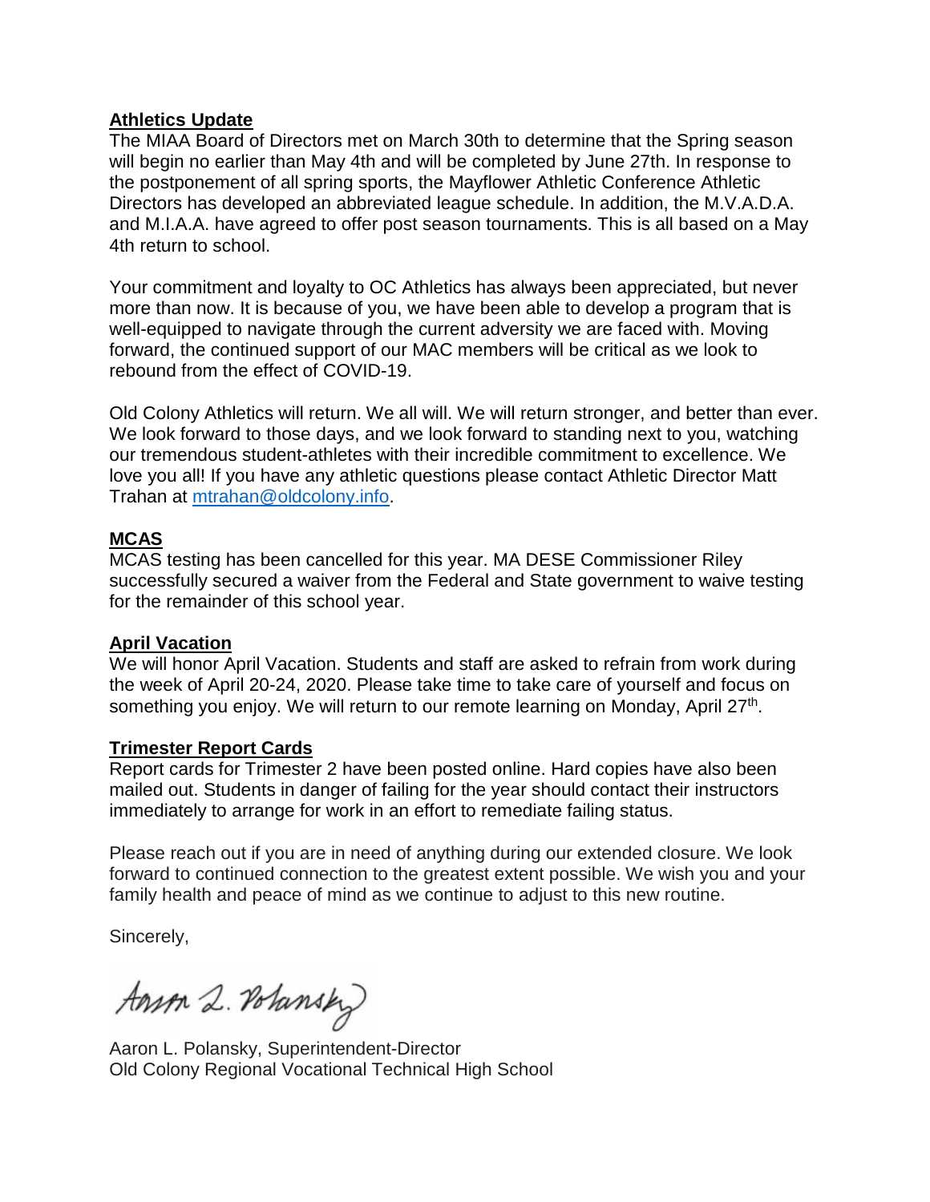**Athletics Update**

The MIAA Board of Directors met on March 30th to determine that the Spring season will begin no earlier than May 4th and will be completed by June 27th. In response to the postponement of all spring sports, the Mayflower Athletic Conference Athletic Directors has developed an abbreviated league schedule. In addition, the M.V.A.D.A. and M.I.A.A. have agreed to offer post season tournaments. This is all based on a May 4th return to school.

Your commitment and loyalty to OC Athletics has always been appreciated, but never more than now. It is because of you, we have been able to develop a program that is well-equipped to navigate through the current adversity we are faced with. Moving forward, the continued support of our MAC members will be critical as we look to rebound from the effect of COVID-19.

Old Colony Athletics will return. We all will. We will return stronger, and better than ever. We look forward to those days, and we look forward to standing next to you, watching our tremendous student-athletes with their incredible commitment to excellence. We love you all! If you have any athletic questions please contact Athletic Director Matt Trahan at mtrahan@oldcolony.info.

**MCAS**

MCAS testing has been cancelled for this year. MA DESE Commissioner Riley successfully secured a waiver from the Federal and State government to waive testing for the remainder of this school year.

**April Vacation**

We will honor April Vacation. Students and staff are asked to refrain from work during the week of April 20-24, 2020. Please take time to take care of yourself and focus on something you enjoy. We will return to our remote learning on Monday, April 27th.

**Trimester Report Cards**

Report cards for Trimester 2 have been posted online. Hard copies have also been mailed out. Students in danger of failing for the year should contact their instructors immediately to arrange for work in an effort to remediate failing status.

Please reach out if you are in need of anything during our extended closure. We look forward to continued connection to the greatest extent possible. We wish you and your family health and peace of mind as we continue to adjust to this new routine.

Sincerely,

Aaron L. Polansky

Aaron L. Polansky, Superintendent-Director
Old Colony Regional Vocational Technical High School